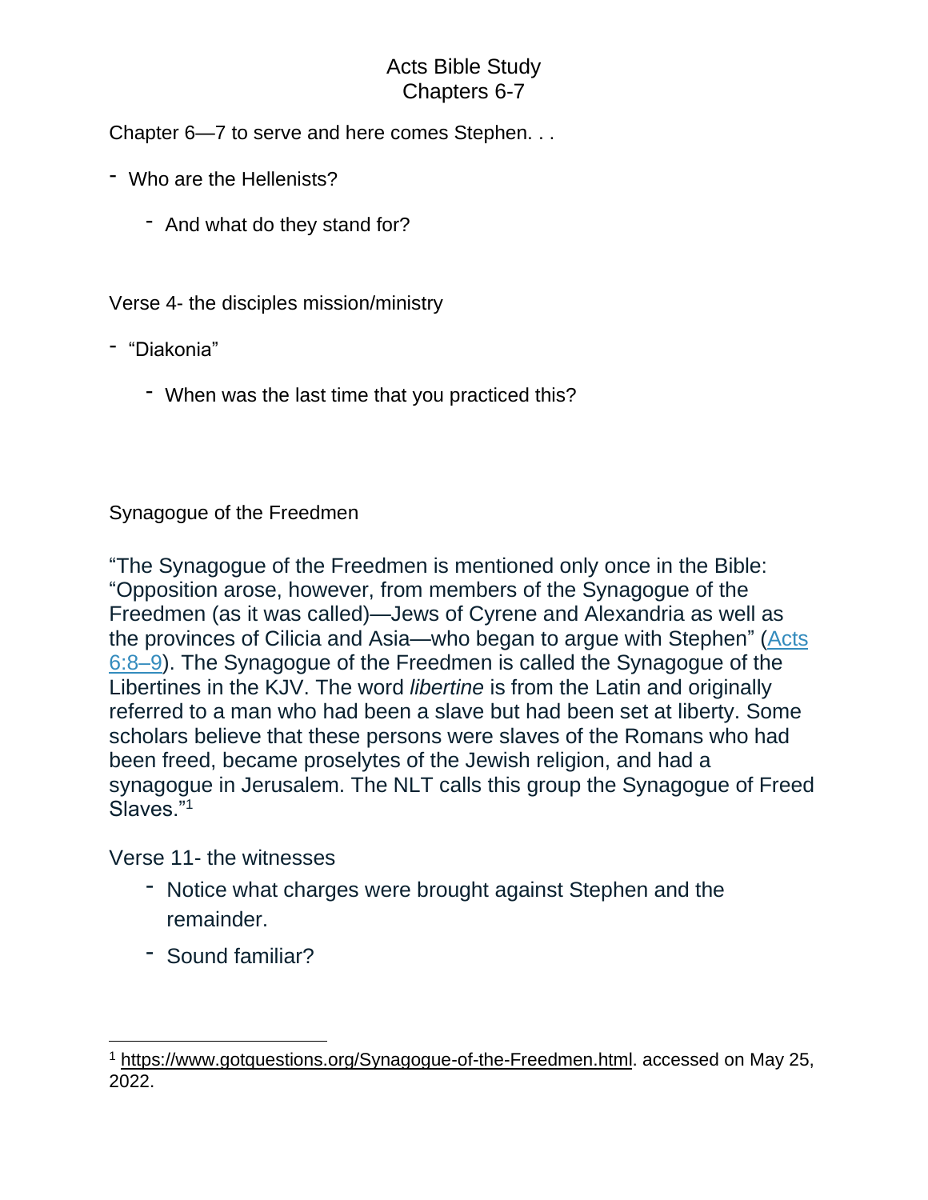# Acts Bible Study
## Chapters 6-7

Chapter 6—7 to serve and here comes Stephen. . .

- Who are the Hellenists?
    - And what do they stand for?

Verse 4- the disciples mission/ministry

- "Diakonia"
    - When was the last time that you practiced this?

Synagogue of the Freedmen

"The Synagogue of the Freedmen is mentioned only once in the Bible: "Opposition arose, however, from members of the Synagogue of the Freedmen (as it was called)—Jews of Cyrene and Alexandria as well as the provinces of Cilicia and Asia—who began to argue with Stephen" (Acts 6:8–9). The Synagogue of the Freedmen is called the Synagogue of the Libertines in the KJV. The word *libertine* is from the Latin and originally referred to a man who had been a slave but had been set at liberty. Some scholars believe that these persons were slaves of the Romans who had been freed, became proselytes of the Jewish religion, and had a synagogue in Jerusalem. The NLT calls this group the Synagogue of Freed Slaves."[1]

Verse 11- the witnesses

- Notice what charges were brought against Stephen and the remainder.
- Sound familiar?

---

[1] https://www.gotquestions.org/Synagogue-of-the-Freedmen.html. accessed on May 25, 2022.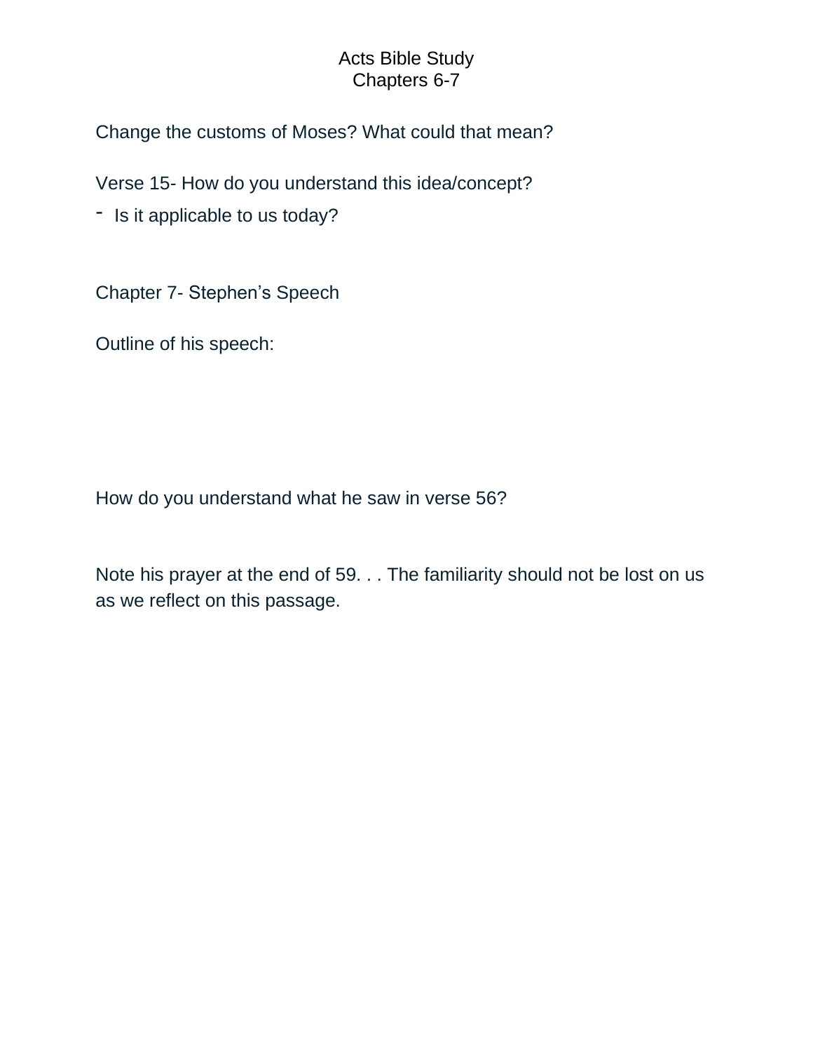# Acts Bible Study
## Chapters 6-7

Change the customs of Moses? What could that mean?

Verse 15- How do you understand this idea/concept?

- Is it applicable to us today?

Chapter 7- Stephen's Speech

Outline of his speech:

How do you understand what he saw in verse 56?

Note his prayer at the end of 59. . . The familiarity should not be lost on us as we reflect on this passage.